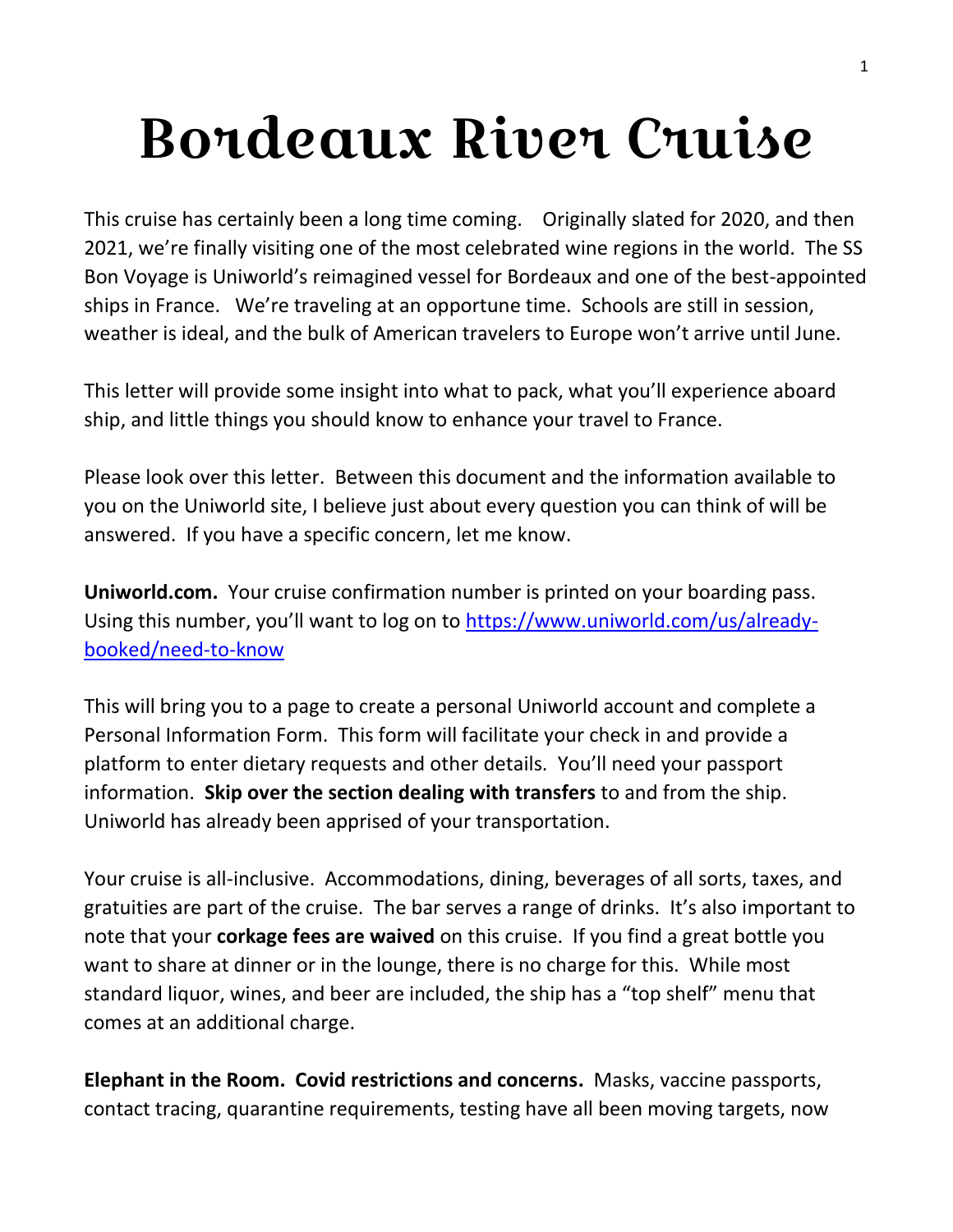# Bordeaux River Cruise

This cruise has certainly been a long time coming. Originally slated for 2020, and then 2021, we're finally visiting one of the most celebrated wine regions in the world. The SS Bon Voyage is Uniworld's reimagined vessel for Bordeaux and one of the best-appointed ships in France. We're traveling at an opportune time. Schools are still in session, weather is ideal, and the bulk of American travelers to Europe won't arrive until June.

This letter will provide some insight into what to pack, what you'll experience aboard ship, and little things you should know to enhance your travel to France.

Please look over this letter. Between this document and the information available to you on the Uniworld site, I believe just about every question you can think of will be answered. If you have a specific concern, let me know.

**Uniworld.com.** Your cruise confirmation number is printed on your boarding pass. Using this number, you'll want to log on to [https://www.uniworld.com/us/already-booked/need-to-know](https://www.uniworld.com/us/already-booked/need-to-know)

This will bring you to a page to create a personal Uniworld account and complete a Personal Information Form. This form will facilitate your check in and provide a platform to enter dietary requests and other details. You'll need your passport information. **Skip over the section dealing with transfers** to and from the ship. Uniworld has already been apprised of your transportation.

Your cruise is all-inclusive. Accommodations, dining, beverages of all sorts, taxes, and gratuities are part of the cruise. The bar serves a range of drinks. It's also important to note that your **corkage fees are waived** on this cruise. If you find a great bottle you want to share at dinner or in the lounge, there is no charge for this. While most standard liquor, wines, and beer are included, the ship has a "top shelf" menu that comes at an additional charge.

**Elephant in the Room. Covid restrictions and concerns.** Masks, vaccine passports, contact tracing, quarantine requirements, testing have all been moving targets, now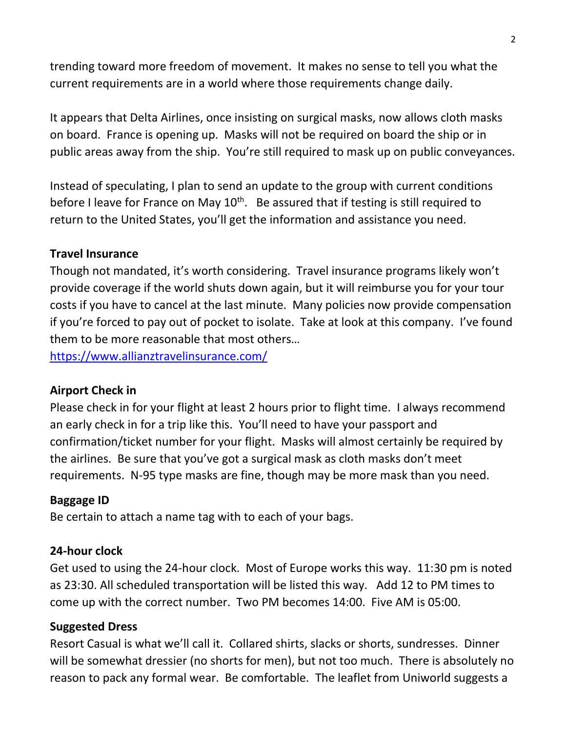trending toward more freedom of movement. It makes no sense to tell you what the current requirements are in a world where those requirements change daily.

It appears that Delta Airlines, once insisting on surgical masks, now allows cloth masks on board. France is opening up. Masks will not be required on board the ship or in public areas away from the ship. You're still required to mask up on public conveyances.

Instead of speculating, I plan to send an update to the group with current conditions before I leave for France on May 10th. Be assured that if testing is still required to return to the United States, you'll get the information and assistance you need.

**Travel Insurance**

Though not mandated, it's worth considering. Travel insurance programs likely won't provide coverage if the world shuts down again, but it will reimburse you for your tour costs if you have to cancel at the last minute. Many policies now provide compensation if you're forced to pay out of pocket to isolate. Take at look at this company. I've found them to be more reasonable that most others…
[https://www.allianztravelinsurance.com/](https://www.allianztravelinsurance.com/)

**Airport Check in**

Please check in for your flight at least 2 hours prior to flight time. I always recommend an early check in for a trip like this. You'll need to have your passport and confirmation/ticket number for your flight. Masks will almost certainly be required by the airlines. Be sure that you've got a surgical mask as cloth masks don't meet requirements. N-95 type masks are fine, though may be more mask than you need.

**Baggage ID**

Be certain to attach a name tag with to each of your bags.

**24-hour clock**

Get used to using the 24-hour clock. Most of Europe works this way. 11:30 pm is noted as 23:30. All scheduled transportation will be listed this way. Add 12 to PM times to come up with the correct number. Two PM becomes 14:00. Five AM is 05:00.

**Suggested Dress**

Resort Casual is what we'll call it. Collared shirts, slacks or shorts, sundresses. Dinner will be somewhat dressier (no shorts for men), but not too much. There is absolutely no reason to pack any formal wear. Be comfortable. The leaflet from Uniworld suggests a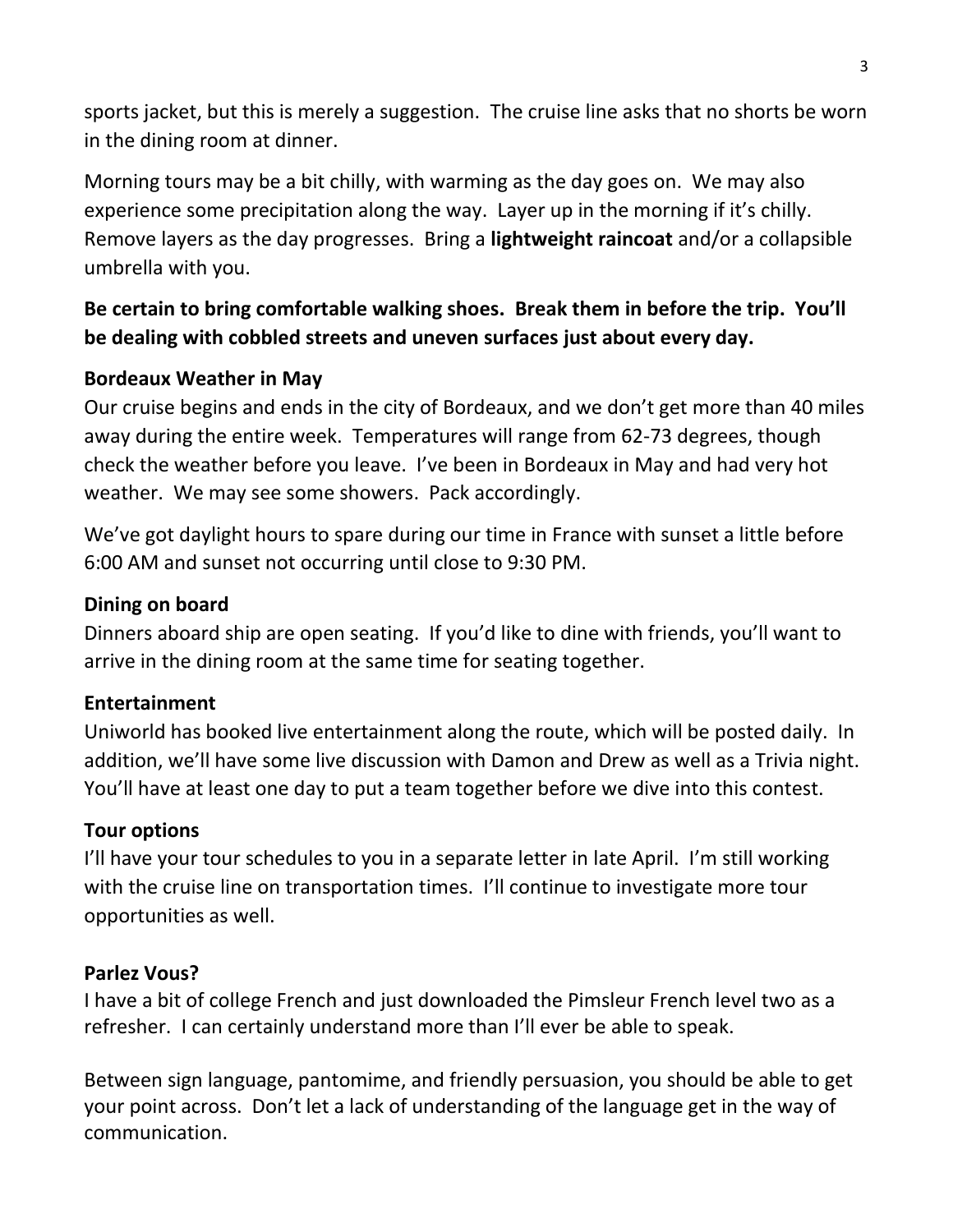sports jacket, but this is merely a suggestion. The cruise line asks that no shorts be worn in the dining room at dinner.

Morning tours may be a bit chilly, with warming as the day goes on. We may also experience some precipitation along the way. Layer up in the morning if it's chilly. Remove layers as the day progresses. Bring a **lightweight raincoat** and/or a collapsible umbrella with you.

**Be certain to bring comfortable walking shoes. Break them in before the trip. You'll be dealing with cobbled streets and uneven surfaces just about every day.**

### Bordeaux Weather in May

Our cruise begins and ends in the city of Bordeaux, and we don't get more than 40 miles away during the entire week. Temperatures will range from 62-73 degrees, though check the weather before you leave. I've been in Bordeaux in May and had very hot weather. We may see some showers. Pack accordingly.

We've got daylight hours to spare during our time in France with sunset a little before 6:00 AM and sunset not occurring until close to 9:30 PM.

### Dining on board

Dinners aboard ship are open seating. If you'd like to dine with friends, you'll want to arrive in the dining room at the same time for seating together.

### Entertainment

Uniworld has booked live entertainment along the route, which will be posted daily. In addition, we'll have some live discussion with Damon and Drew as well as a Trivia night. You'll have at least one day to put a team together before we dive into this contest.

### Tour options

I'll have your tour schedules to you in a separate letter in late April. I'm still working with the cruise line on transportation times. I'll continue to investigate more tour opportunities as well.

### Parlez Vous?

I have a bit of college French and just downloaded the Pimsleur French level two as a refresher. I can certainly understand more than I'll ever be able to speak.

Between sign language, pantomime, and friendly persuasion, you should be able to get your point across. Don't let a lack of understanding of the language get in the way of communication.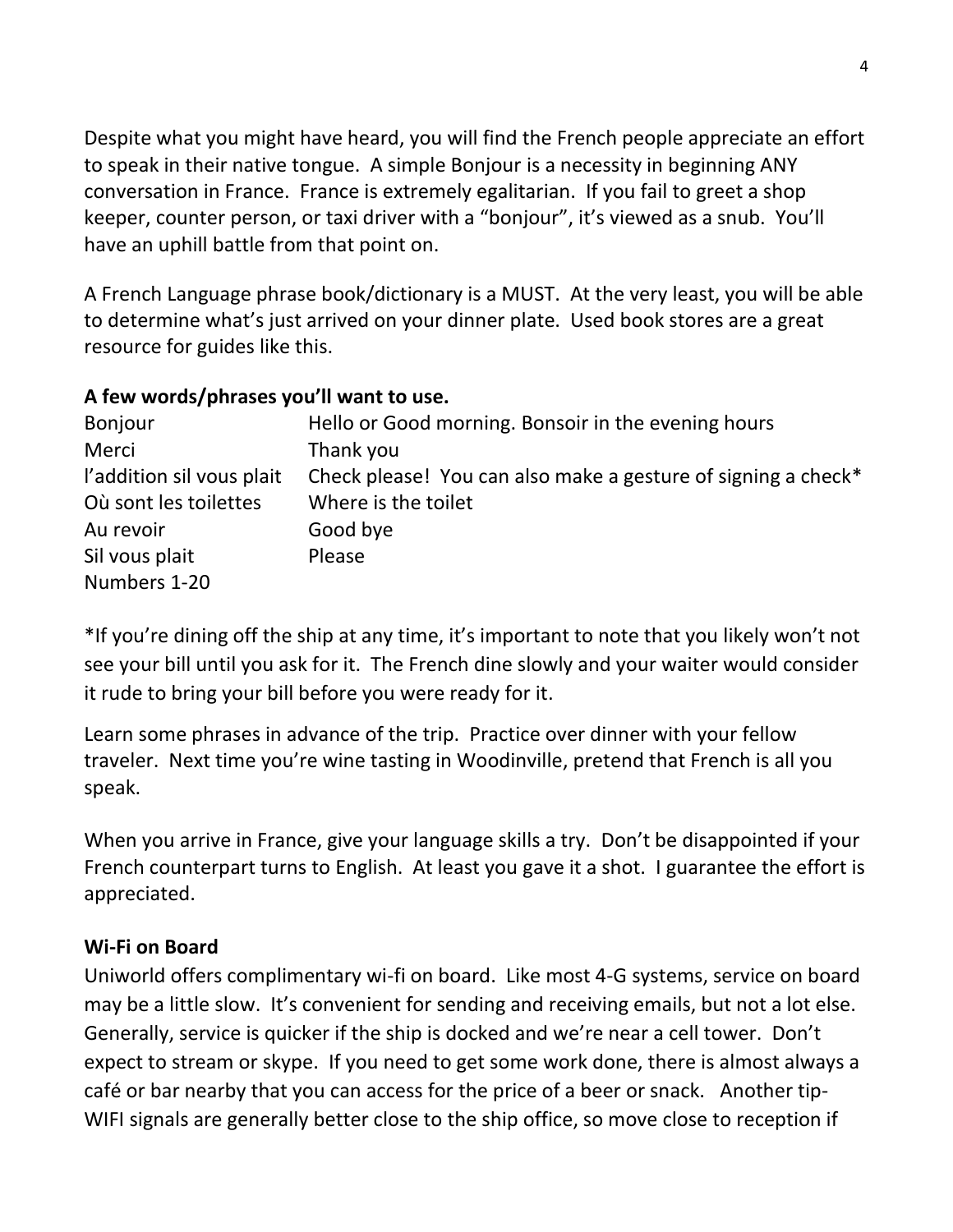Despite what you might have heard, you will find the French people appreciate an effort to speak in their native tongue. A simple Bonjour is a necessity in beginning ANY conversation in France. France is extremely egalitarian. If you fail to greet a shop keeper, counter person, or taxi driver with a "bonjour", it's viewed as a snub. You'll have an uphill battle from that point on.

A French Language phrase book/dictionary is a MUST. At the very least, you will be able to determine what's just arrived on your dinner plate. Used book stores are a great resource for guides like this.

**A few words/phrases you'll want to use.**

| | |
|---|---|
| Bonjour | Hello or Good morning. Bonsoir in the evening hours |
| Merci | Thank you |
| l'addition sil vous plait | Check please! You can also make a gesture of signing a check* |
| Où sont les toilettes | Where is the toilet |
| Au revoir | Good bye |
| Sil vous plait | Please |
| Numbers 1-20 | |

*If you're dining off the ship at any time, it's important to note that you likely won't not see your bill until you ask for it. The French dine slowly and your waiter would consider it rude to bring your bill before you were ready for it.

Learn some phrases in advance of the trip. Practice over dinner with your fellow traveler. Next time you're wine tasting in Woodinville, pretend that French is all you speak.

When you arrive in France, give your language skills a try. Don't be disappointed if your French counterpart turns to English. At least you gave it a shot. I guarantee the effort is appreciated.

**Wi-Fi on Board**

Uniworld offers complimentary wi-fi on board. Like most 4-G systems, service on board may be a little slow. It's convenient for sending and receiving emails, but not a lot else. Generally, service is quicker if the ship is docked and we're near a cell tower. Don't expect to stream or skype. If you need to get some work done, there is almost always a café or bar nearby that you can access for the price of a beer or snack. Another tip- WIFI signals are generally better close to the ship office, so move close to reception if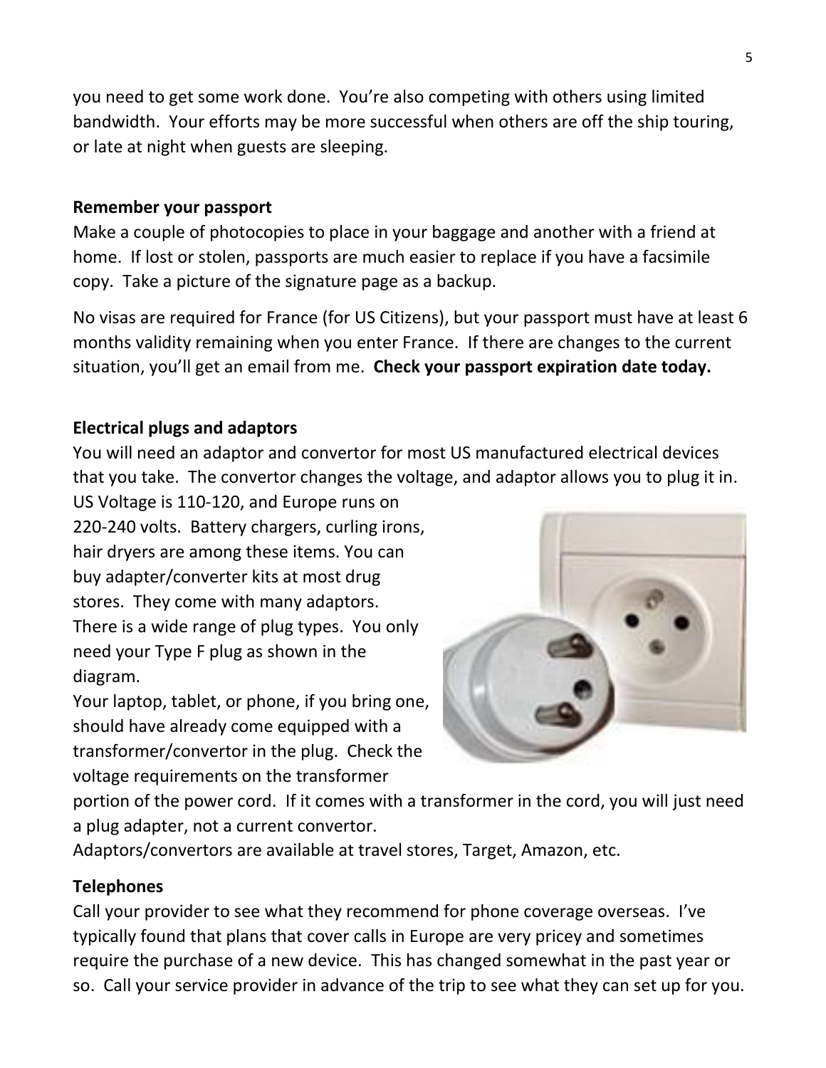you need to get some work done. You're also competing with others using limited bandwidth. Your efforts may be more successful when others are off the ship touring, or late at night when guests are sleeping.

**Remember your passport**

Make a couple of photocopies to place in your baggage and another with a friend at home. If lost or stolen, passports are much easier to replace if you have a facsimile copy. Take a picture of the signature page as a backup.

No visas are required for France (for US Citizens), but your passport must have at least 6 months validity remaining when you enter France. If there are changes to the current situation, you'll get an email from me. **Check your passport expiration date today.**

**Electrical plugs and adaptors**

You will need an adaptor and convertor for most US manufactured electrical devices that you take. The convertor changes the voltage, and adaptor allows you to plug it in. US Voltage is 110-120, and Europe runs on 220-240 volts. Battery chargers, curling irons, hair dryers are among these items. You can buy adapter/converter kits at most drug stores. They come with many adaptors. There is a wide range of plug types. You only need your Type F plug as shown in the diagram.

Your laptop, tablet, or phone, if you bring one, should have already come equipped with a transformer/convertor in the plug. Check the voltage requirements on the transformer portion of the power cord. If it comes with a transformer in the cord, you will just need a plug adapter, not a current convertor.

Adaptors/convertors are available at travel stores, Target, Amazon, etc.

**Telephones**

Call your provider to see what they recommend for phone coverage overseas. I've typically found that plans that cover calls in Europe are very pricey and sometimes require the purchase of a new device. This has changed somewhat in the past year or so. Call your service provider in advance of the trip to see what they can set up for you.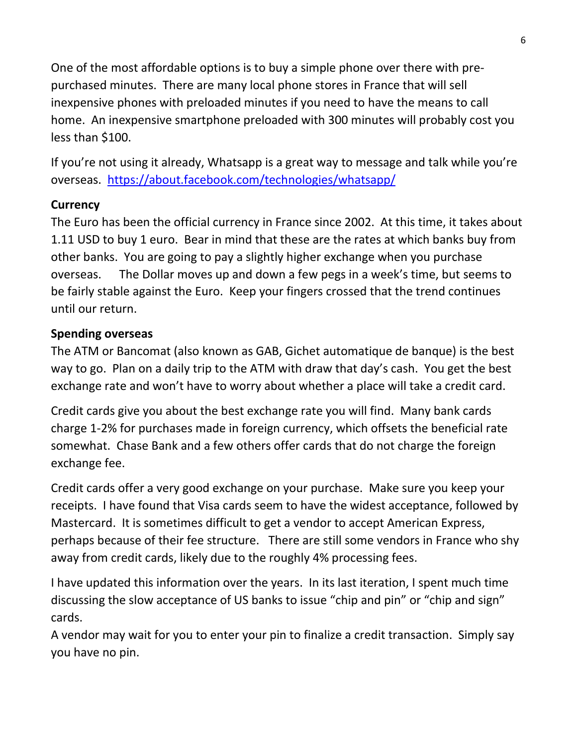One of the most affordable options is to buy a simple phone over there with pre-purchased minutes. There are many local phone stores in France that will sell inexpensive phones with preloaded minutes if you need to have the means to call home. An inexpensive smartphone preloaded with 300 minutes will probably cost you less than $100.

If you're not using it already, Whatsapp is a great way to message and talk while you're overseas. https://about.facebook.com/technologies/whatsapp/

**Currency**

The Euro has been the official currency in France since 2002. At this time, it takes about 1.11 USD to buy 1 euro. Bear in mind that these are the rates at which banks buy from other banks. You are going to pay a slightly higher exchange when you purchase overseas. The Dollar moves up and down a few pegs in a week's time, but seems to be fairly stable against the Euro. Keep your fingers crossed that the trend continues until our return.

**Spending overseas**

The ATM or Bancomat (also known as GAB, Gichet automatique de banque) is the best way to go. Plan on a daily trip to the ATM with draw that day's cash. You get the best exchange rate and won't have to worry about whether a place will take a credit card.

Credit cards give you about the best exchange rate you will find. Many bank cards charge 1-2% for purchases made in foreign currency, which offsets the beneficial rate somewhat. Chase Bank and a few others offer cards that do not charge the foreign exchange fee.

Credit cards offer a very good exchange on your purchase. Make sure you keep your receipts. I have found that Visa cards seem to have the widest acceptance, followed by Mastercard. It is sometimes difficult to get a vendor to accept American Express, perhaps because of their fee structure. There are still some vendors in France who shy away from credit cards, likely due to the roughly 4% processing fees.

I have updated this information over the years. In its last iteration, I spent much time discussing the slow acceptance of US banks to issue "chip and pin" or "chip and sign" cards.

A vendor may wait for you to enter your pin to finalize a credit transaction. Simply say you have no pin.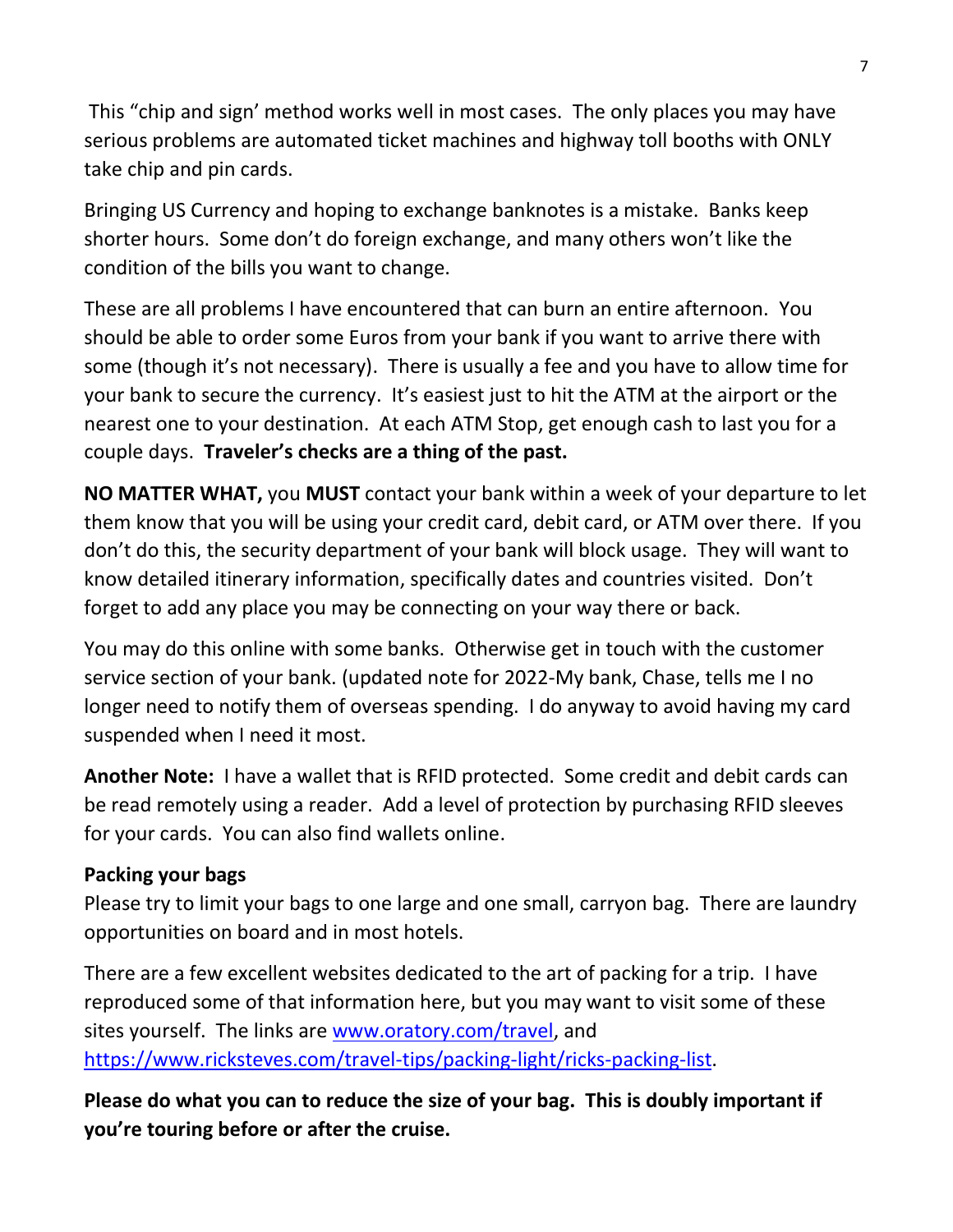This "chip and sign' method works well in most cases. The only places you may have serious problems are automated ticket machines and highway toll booths with ONLY take chip and pin cards.

Bringing US Currency and hoping to exchange banknotes is a mistake. Banks keep shorter hours. Some don't do foreign exchange, and many others won't like the condition of the bills you want to change.

These are all problems I have encountered that can burn an entire afternoon. You should be able to order some Euros from your bank if you want to arrive there with some (though it's not necessary). There is usually a fee and you have to allow time for your bank to secure the currency. It's easiest just to hit the ATM at the airport or the nearest one to your destination. At each ATM Stop, get enough cash to last you for a couple days. **Traveler's checks are a thing of the past.**

**NO MATTER WHAT,** you **MUST** contact your bank within a week of your departure to let them know that you will be using your credit card, debit card, or ATM over there. If you don't do this, the security department of your bank will block usage. They will want to know detailed itinerary information, specifically dates and countries visited. Don't forget to add any place you may be connecting on your way there or back.

You may do this online with some banks. Otherwise get in touch with the customer service section of your bank. (updated note for 2022-My bank, Chase, tells me I no longer need to notify them of overseas spending. I do anyway to avoid having my card suspended when I need it most.

**Another Note:** I have a wallet that is RFID protected. Some credit and debit cards can be read remotely using a reader. Add a level of protection by purchasing RFID sleeves for your cards. You can also find wallets online.

**Packing your bags**

Please try to limit your bags to one large and one small, carryon bag. There are laundry opportunities on board and in most hotels.

There are a few excellent websites dedicated to the art of packing for a trip. I have reproduced some of that information here, but you may want to visit some of these sites yourself. The links are [www.oratory.com/travel](www.oratory.com/travel), and [https://www.ricksteves.com/travel-tips/packing-light/ricks-packing-list](https://www.ricksteves.com/travel-tips/packing-light/ricks-packing-list).

**Please do what you can to reduce the size of your bag. This is doubly important if you're touring before or after the cruise.**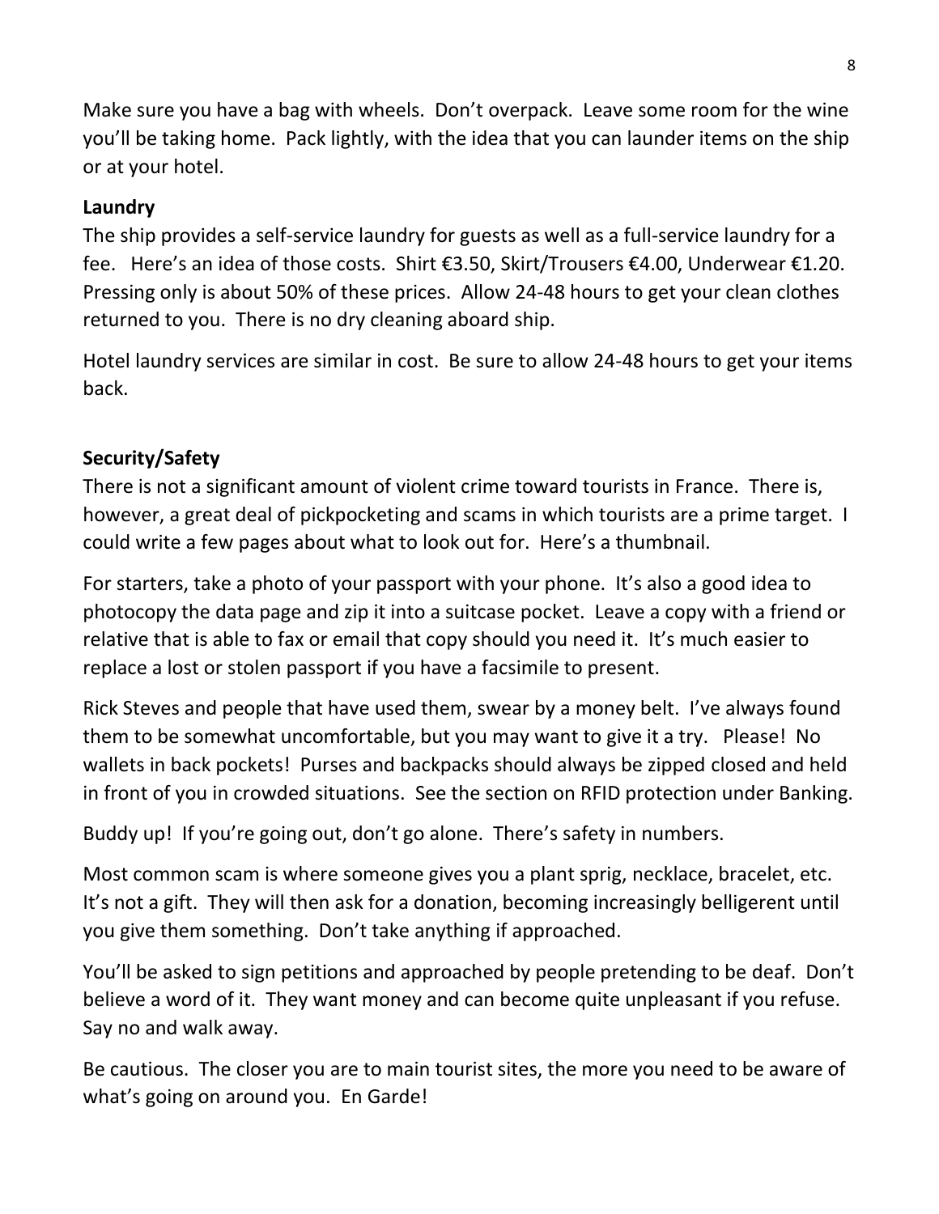Make sure you have a bag with wheels. Don't overpack. Leave some room for the wine you'll be taking home. Pack lightly, with the idea that you can launder items on the ship or at your hotel.

**Laundry**

The ship provides a self-service laundry for guests as well as a full-service laundry for a fee. Here's an idea of those costs. Shirt €3.50, Skirt/Trousers €4.00, Underwear €1.20. Pressing only is about 50% of these prices. Allow 24-48 hours to get your clean clothes returned to you. There is no dry cleaning aboard ship.

Hotel laundry services are similar in cost. Be sure to allow 24-48 hours to get your items back.

**Security/Safety**

There is not a significant amount of violent crime toward tourists in France. There is, however, a great deal of pickpocketing and scams in which tourists are a prime target. I could write a few pages about what to look out for. Here's a thumbnail.

For starters, take a photo of your passport with your phone. It's also a good idea to photocopy the data page and zip it into a suitcase pocket. Leave a copy with a friend or relative that is able to fax or email that copy should you need it. It's much easier to replace a lost or stolen passport if you have a facsimile to present.

Rick Steves and people that have used them, swear by a money belt. I've always found them to be somewhat uncomfortable, but you may want to give it a try. Please! No wallets in back pockets! Purses and backpacks should always be zipped closed and held in front of you in crowded situations. See the section on RFID protection under Banking.

Buddy up! If you're going out, don't go alone. There's safety in numbers.

Most common scam is where someone gives you a plant sprig, necklace, bracelet, etc. It's not a gift. They will then ask for a donation, becoming increasingly belligerent until you give them something. Don't take anything if approached.

You'll be asked to sign petitions and approached by people pretending to be deaf. Don't believe a word of it. They want money and can become quite unpleasant if you refuse. Say no and walk away.

Be cautious. The closer you are to main tourist sites, the more you need to be aware of what's going on around you. En Garde!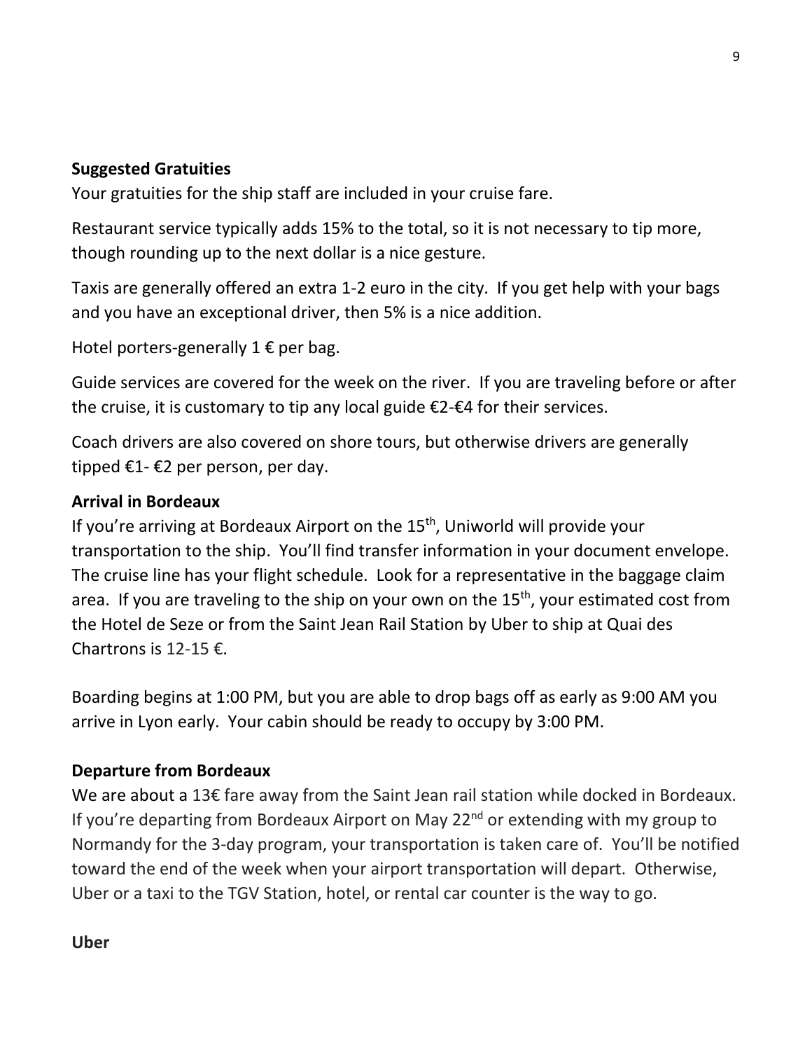**Suggested Gratuities**

Your gratuities for the ship staff are included in your cruise fare.

Restaurant service typically adds 15% to the total, so it is not necessary to tip more, though rounding up to the next dollar is a nice gesture.

Taxis are generally offered an extra 1-2 euro in the city. If you get help with your bags and you have an exceptional driver, then 5% is a nice addition.

Hotel porters-generally 1 € per bag.

Guide services are covered for the week on the river. If you are traveling before or after the cruise, it is customary to tip any local guide €2-€4 for their services.

Coach drivers are also covered on shore tours, but otherwise drivers are generally tipped €1- €2 per person, per day.

**Arrival in Bordeaux**

If you're arriving at Bordeaux Airport on the 15th, Uniworld will provide your transportation to the ship. You'll find transfer information in your document envelope. The cruise line has your flight schedule. Look for a representative in the baggage claim area. If you are traveling to the ship on your own on the 15th, your estimated cost from the Hotel de Seze or from the Saint Jean Rail Station by Uber to ship at Quai des Chartrons is 12-15 €.

Boarding begins at 1:00 PM, but you are able to drop bags off as early as 9:00 AM you arrive in Lyon early. Your cabin should be ready to occupy by 3:00 PM.

**Departure from Bordeaux**

We are about a 13€ fare away from the Saint Jean rail station while docked in Bordeaux. If you're departing from Bordeaux Airport on May 22nd or extending with my group to Normandy for the 3-day program, your transportation is taken care of. You'll be notified toward the end of the week when your airport transportation will depart. Otherwise, Uber or a taxi to the TGV Station, hotel, or rental car counter is the way to go.

**Uber**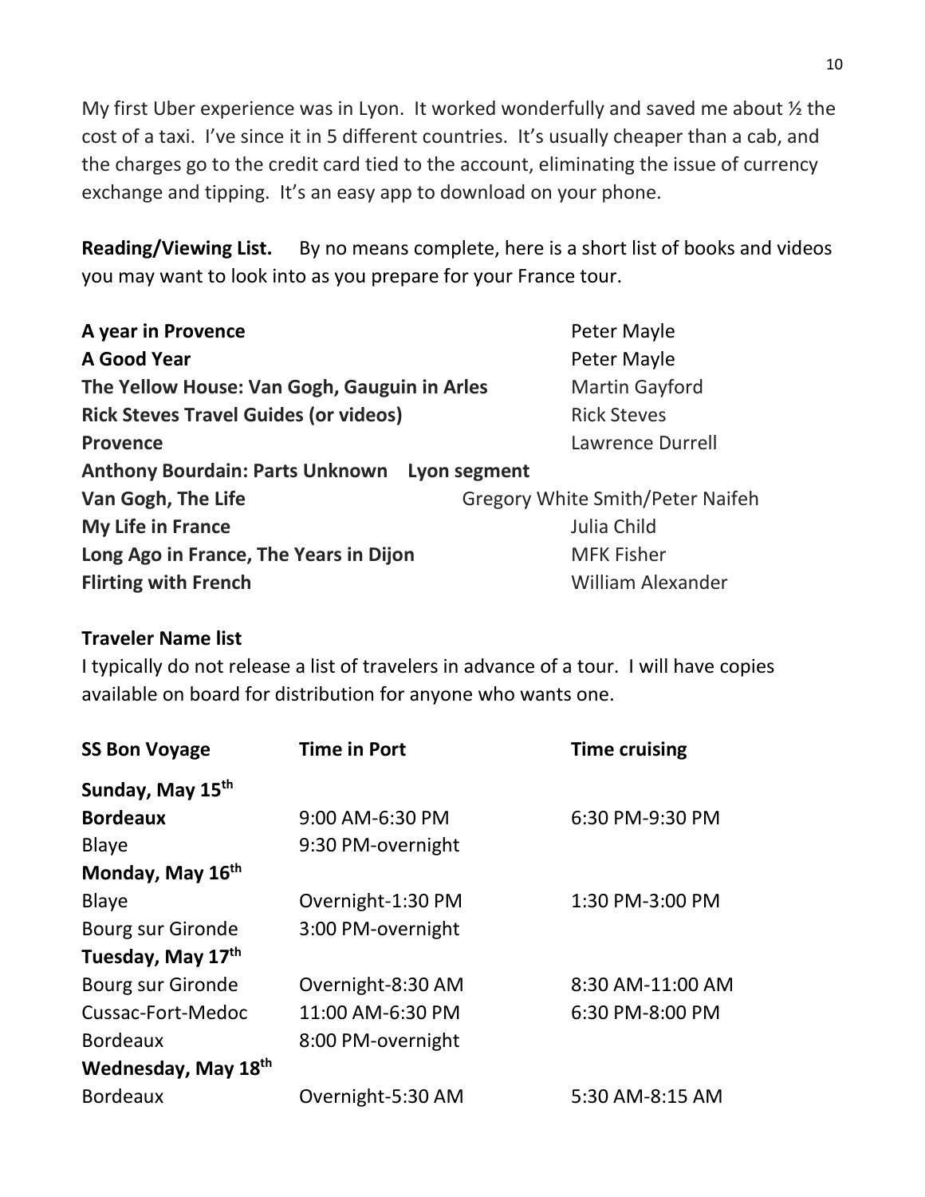My first Uber experience was in Lyon. It worked wonderfully and saved me about ½ the cost of a taxi. I've since it in 5 different countries. It's usually cheaper than a cab, and the charges go to the credit card tied to the account, eliminating the issue of currency exchange and tipping. It's an easy app to download on your phone.

**Reading/Viewing List.** By no means complete, here is a short list of books and videos you may want to look into as you prepare for your France tour.

| | |
|---|---|
| **A year in Provence** | Peter Mayle |
| **A Good Year** | Peter Mayle |
| **The Yellow House: Van Gogh, Gauguin in Arles** | Martin Gayford |
| **Rick Steves Travel Guides (or videos)** | Rick Steves |
| **Provence** | Lawrence Durrell |
| **Anthony Bourdain: Parts Unknown Lyon segment** | |
| **Van Gogh, The Life** | Gregory White Smith/Peter Naifeh |
| **My Life in France** | Julia Child |
| **Long Ago in France, The Years in Dijon** | MFK Fisher |
| **Flirting with French** | William Alexander |

**Traveler Name list**

I typically do not release a list of travelers in advance of a tour. I will have copies available on board for distribution for anyone who wants one.

| **SS Bon Voyage** | **Time in Port** | **Time cruising** |
|---|---|---|
| **Sunday, May 15th** | | |
| **Bordeaux** | 9:00 AM-6:30 PM | 6:30 PM-9:30 PM |
| Blaye | 9:30 PM-overnight | |
| **Monday, May 16th** | | |
| Blaye | Overnight-1:30 PM | 1:30 PM-3:00 PM |
| Bourg sur Gironde | 3:00 PM-overnight | |
| **Tuesday, May 17th** | | |
| Bourg sur Gironde | Overnight-8:30 AM | 8:30 AM-11:00 AM |
| Cussac-Fort-Medoc | 11:00 AM-6:30 PM | 6:30 PM-8:00 PM |
| Bordeaux | 8:00 PM-overnight | |
| **Wednesday, May 18th** | | |
| Bordeaux | Overnight-5:30 AM | 5:30 AM-8:15 AM |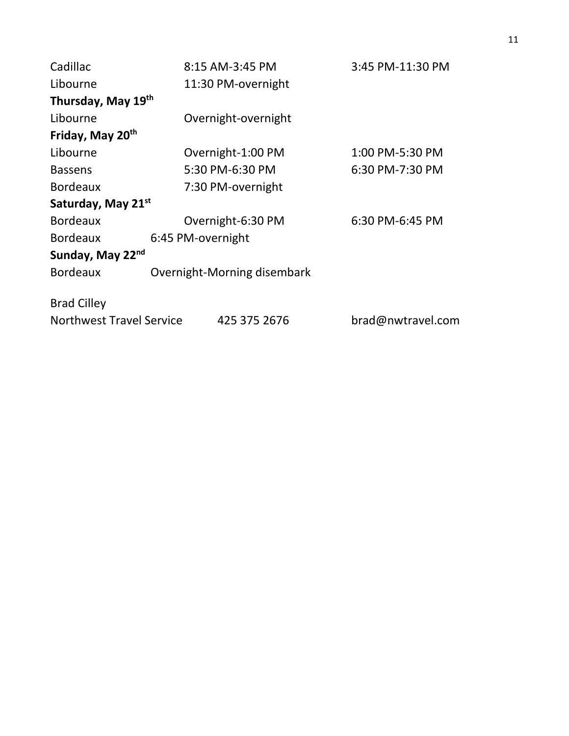| | | |
|---|---|---|
| Cadillac | 8:15 AM-3:45 PM | 3:45 PM-11:30 PM |
| Libourne | 11:30 PM-overnight | |
| **Thursday, May 19th** | | |
| Libourne | Overnight-overnight | |
| **Friday, May 20th** | | |
| Libourne | Overnight-1:00 PM | 1:00 PM-5:30 PM |
| Bassens | 5:30 PM-6:30 PM | 6:30 PM-7:30 PM |
| Bordeaux | 7:30 PM-overnight | |
| **Saturday, May 21st** | | |
| Bordeaux | Overnight-6:30 PM | 6:30 PM-6:45 PM |
| Bordeaux | 6:45 PM-overnight | |
| **Sunday, May 22nd** | | |
| Bordeaux | Overnight-Morning disembark | |

Brad Cilley

Northwest Travel Service 425 375 2676 brad@nwtravel.com